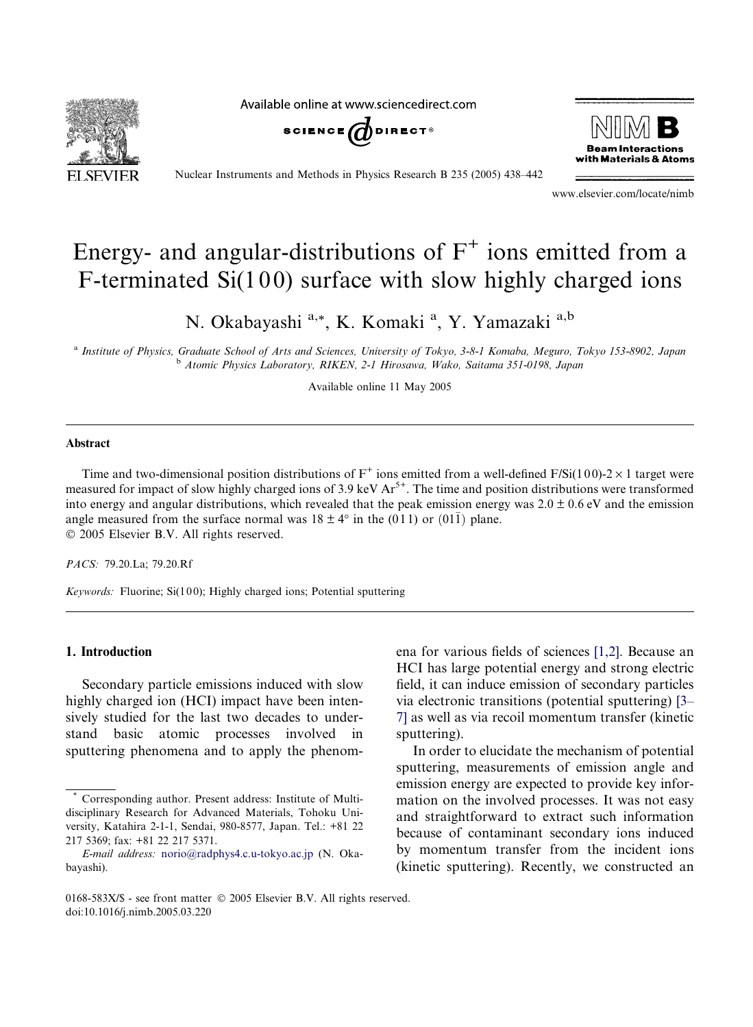# Energy- and angular-distributions of $F^+$ ions emitted from a F-terminated Si(1 0 0) surface with slow highly charged ions

N. Okabayashi [a,*], K. Komaki [a], Y. Yamazaki [a,b]

[a] Institute of Physics, Graduate School of Arts and Sciences, University of Tokyo, 3-8-1 Komaba, Meguro, Tokyo 153-8902, Japan
[b] Atomic Physics Laboratory, RIKEN, 2-1 Hirosawa, Wako, Saitama 351-0198, Japan

Available online 11 May 2005

## Abstract

Time and two-dimensional position distributions of $F^+$ ions emitted from a well-defined F/Si(1 0 0)-2 × 1 target were measured for impact of slow highly charged ions of 3.9 keV $Ar^{5+}$. The time and position distributions were transformed into energy and angular distributions, which revealed that the peak emission energy was 2.0 ± 0.6 eV and the emission angle measured from the surface normal was 18 ± 4° in the (0 1 1) or $(0 1 \bar{1})$ plane.
© 2005 Elsevier B.V. All rights reserved.

*PACS:* 79.20.La; 79.20.Rf

*Keywords:* Fluorine; Si(1 0 0); Highly charged ions; Potential sputtering

## 1. Introduction

Secondary particle emissions induced with slow highly charged ion (HCI) impact have been intensively studied for the last two decades to understand basic atomic processes involved in sputtering phenomena and to apply the phenomena for various fields of sciences [1,2]. Because an HCI has large potential energy and strong electric field, it can induce emission of secondary particles via electronic transitions (potential sputtering) [3–7] as well as via recoil momentum transfer (kinetic sputtering).

In order to elucidate the mechanism of potential sputtering, measurements of emission angle and emission energy are expected to provide key information on the involved processes. It was not easy and straightforward to extract such information because of contaminant secondary ions induced by momentum transfer from the incident ions (kinetic sputtering). Recently, we constructed an

* Corresponding author. Present address: Institute of Multidisciplinary Research for Advanced Materials, Tohoku University, Katahira 2-1-1, Sendai, 980-8577, Japan. Tel.: +81 22 217 5369; fax: +81 22 217 5371.
*E-mail address:* norio@radphys4.c.u-tokyo.ac.jp (N. Okabayashi).

0168-583X/$ - see front matter © 2005 Elsevier B.V. All rights reserved.
doi:10.1016/j.nimb.2005.03.220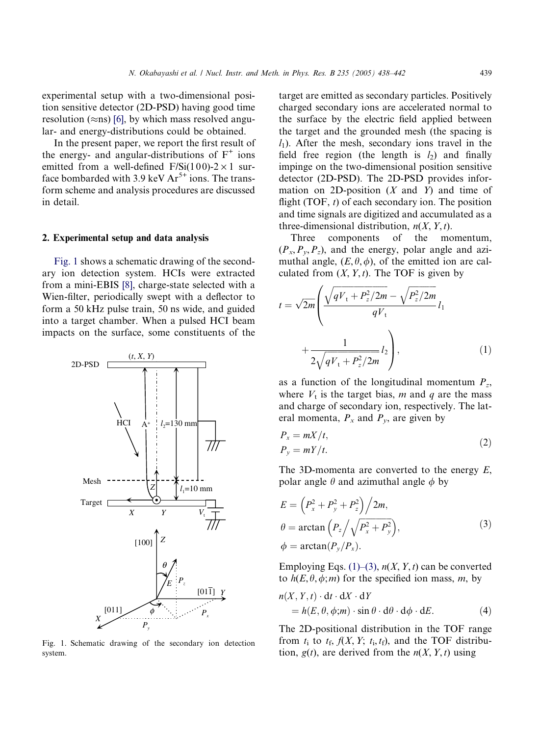experimental setup with a two-dimensional position sensitive detector (2D-PSD) having good time resolution (≈ns) [6], by which mass resolved angular- and energy-distributions could be obtained.

In the present paper, we report the first result of the energy- and angular-distributions of $F^+$ ions emitted from a well-defined F/Si(100)-2 × 1 surface bombarded with 3.9 keV $Ar^{5+}$ ions. The transform scheme and analysis procedures are discussed in detail.

## 2. Experimental setup and data analysis

Fig. 1 shows a schematic drawing of the secondary ion detection system. HCIs were extracted from a mini-EBIS [8], charge-state selected with a Wien-filter, periodically swept with a deflector to form a 50 kHz pulse train, 50 ns wide, and guided into a target chamber. When a pulsed HCI beam impacts on the surface, some constituents of the target are emitted as secondary particles. Positively charged secondary ions are accelerated normal to the surface by the electric field applied between the target and the grounded mesh (the spacing is $l_1$). After the mesh, secondary ions travel in the field free region (the length is $l_2$) and finally impinge on the two-dimensional position sensitive detector (2D-PSD). The 2D-PSD provides information on 2D-position ($X$ and $Y$) and time of flight (TOF, $t$) of each secondary ion. The position and time signals are digitized and accumulated as a three-dimensional distribution, $n(X, Y, t)$.

Fig. 1. Schematic drawing of the secondary ion detection system.

Three components of the momentum, $(P_x, P_y, P_z)$, and the energy, polar angle and azimuthal angle, $(E, \theta, \phi)$, of the emitted ion are calculated from $(X, Y, t)$. The TOF is given by

$$t = \sqrt{2m}\left(\frac{\sqrt{qV_t + P_z^2/2m} - \sqrt{P_z^2/2m}}{qV_t} l_1 + \frac{1}{2\sqrt{qV_t + P_z^2/2m}} l_2\right), \tag{1}$$

as a function of the longitudinal momentum $P_z$, where $V_t$ is the target bias, $m$ and $q$ are the mass and charge of secondary ion, respectively. The lateral momenta, $P_x$ and $P_y$, are given by

$$\begin{aligned} P_x &= mX/t, \\ P_y &= mY/t. \end{aligned} \tag{2}$$

The 3D-momenta are converted to the energy $E$, polar angle $\theta$ and azimuthal angle $\phi$ by

$$\begin{aligned} E &= \left(P_x^2 + P_y^2 + P_z^2\right)\Big/2m, \\ \theta &= \arctan\left(P_z\Big/\sqrt{P_x^2 + P_y^2}\right), \\ \phi &= \arctan(P_y/P_x). \end{aligned} \tag{3}$$

Employing Eqs. (1)–(3), $n(X, Y, t)$ can be converted to $h(E, \theta, \phi; m)$ for the specified ion mass, $m$, by

$$\begin{aligned} &n(X, Y, t) \cdot \mathrm{d}t \cdot \mathrm{d}X \cdot \mathrm{d}Y \\ &\quad = h(E, \theta, \phi; m) \cdot \sin\theta \cdot \mathrm{d}\theta \cdot \mathrm{d}\phi \cdot \mathrm{d}E. \end{aligned} \tag{4}$$

The 2D-positional distribution in the TOF range from $t_i$ to $t_f$, $f(X, Y; t_i, t_f)$, and the TOF distribution, $g(t)$, are derived from the $n(X, Y, t)$ using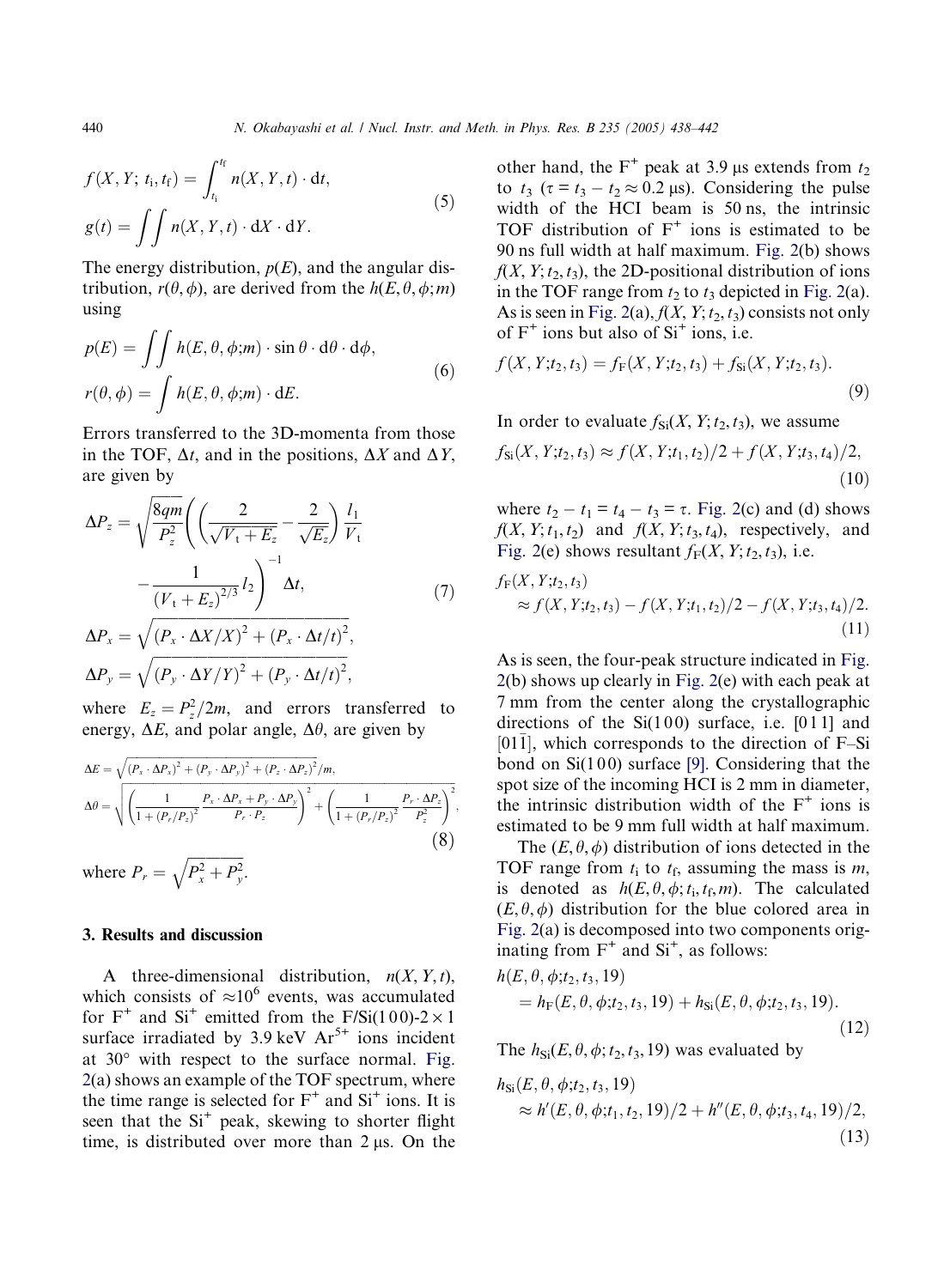$$
f(X, Y;\, t_\mathrm{i}, t_\mathrm{f}) = \int_{t_\mathrm{i}}^{t_\mathrm{f}} n(X, Y, t) \cdot \mathrm{d}t,
$$
$$
g(t) = \iint n(X, Y, t) \cdot \mathrm{d}X \cdot \mathrm{d}Y. \tag{5}
$$

The energy distribution, $p(E)$, and the angular distribution, $r(\theta, \phi)$, are derived from the $h(E, \theta, \phi; m)$ using

$$
p(E) = \iint h(E, \theta, \phi; m) \cdot \sin\theta \cdot \mathrm{d}\theta \cdot \mathrm{d}\phi,
$$
$$
r(\theta, \phi) = \int h(E, \theta, \phi; m) \cdot \mathrm{d}E. \tag{6}
$$

Errors transferred to the 3D-momenta from those in the TOF, $\Delta t$, and in the positions, $\Delta X$ and $\Delta Y$, are given by

$$
\Delta P_z = \sqrt{\frac{8qm}{P_z^2}} \left( \left( \frac{2}{\sqrt{V_\mathrm{t} + E_z}} - \frac{2}{\sqrt{E_z}} \right) \frac{l_1}{V_\mathrm{t}} - \frac{1}{(V_\mathrm{t} + E_z)^{2/3}} l_2 \right)^{-1} \Delta t, \tag{7}
$$
$$
\Delta P_x = \sqrt{(P_x \cdot \Delta X / X)^2 + (P_x \cdot \Delta t / t)^2},
$$
$$
\Delta P_y = \sqrt{(P_y \cdot \Delta Y / Y)^2 + (P_y \cdot \Delta t / t)^2},
$$

where $E_z = P_z^2 / 2m$, and errors transferred to energy, $\Delta E$, and polar angle, $\Delta\theta$, are given by

$$
\Delta E = \sqrt{(P_x \cdot \Delta P_x)^2 + (P_y \cdot \Delta P_y)^2 + (P_z \cdot \Delta P_z)^2} / m,
$$
$$
\Delta\theta = \sqrt{\left( \frac{1}{1 + (P_r/P_z)^2} \frac{P_x \cdot \Delta P_x + P_y \cdot \Delta P_y}{P_r \cdot P_z} \right)^2 + \left( \frac{1}{1 + (P_r/P_z)^2} \frac{P_r \cdot \Delta P_z}{P_z^2} \right)^2}, \tag{8}
$$

where $P_r = \sqrt{P_x^2 + P_y^2}$.

## 3. Results and discussion

A three-dimensional distribution, $n(X, Y, t)$, which consists of $\approx 10^6$ events, was accumulated for $F^+$ and $Si^+$ emitted from the F/Si(100)-2 × 1 surface irradiated by 3.9 keV $Ar^{5+}$ ions incident at 30° with respect to the surface normal. Fig. 2(a) shows an example of the TOF spectrum, where the time range is selected for $F^+$ and $Si^+$ ions. It is seen that the $Si^+$ peak, skewing to shorter flight time, is distributed over more than 2 μs. On the other hand, the $F^+$ peak at 3.9 μs extends from $t_2$ to $t_3$ ($\tau = t_3 - t_2 \approx 0.2$ μs). Considering the pulse width of the HCI beam is 50 ns, the intrinsic TOF distribution of $F^+$ ions is estimated to be 90 ns full width at half maximum. Fig. 2(b) shows $f(X, Y; t_2, t_3)$, the 2D-positional distribution of ions in the TOF range from $t_2$ to $t_3$ depicted in Fig. 2(a). As is seen in Fig. 2(a), $f(X, Y; t_2, t_3)$ consists not only of $F^+$ ions but also of $Si^+$ ions, i.e.

$$
f(X, Y; t_2, t_3) = f_\mathrm{F}(X, Y; t_2, t_3) + f_\mathrm{Si}(X, Y; t_2, t_3). \tag{9}
$$

In order to evaluate $f_\mathrm{Si}(X, Y; t_2, t_3)$, we assume

$$
f_\mathrm{Si}(X, Y; t_2, t_3) \approx f(X, Y; t_1, t_2)/2 + f(X, Y; t_3, t_4)/2, \tag{10}
$$

where $t_2 - t_1 = t_4 - t_3 = \tau$. Fig. 2(c) and (d) shows $f(X, Y; t_1, t_2)$ and $f(X, Y; t_3, t_4)$, respectively, and Fig. 2(e) shows resultant $f_\mathrm{F}(X, Y; t_2, t_3)$, i.e.

$$
f_\mathrm{F}(X, Y; t_2, t_3) \approx f(X, Y; t_2, t_3) - f(X, Y; t_1, t_2)/2 - f(X, Y; t_3, t_4)/2. \tag{11}
$$

As is seen, the four-peak structure indicated in Fig. 2(b) shows up clearly in Fig. 2(e) with each peak at 7 mm from the center along the crystallographic directions of the Si(100) surface, i.e. [011] and [01$\bar{1}$], which corresponds to the direction of F–Si bond on Si(100) surface [9]. Considering that the spot size of the incoming HCI is 2 mm in diameter, the intrinsic distribution width of the $F^+$ ions is estimated to be 9 mm full width at half maximum.

The $(E, \theta, \phi)$ distribution of ions detected in the TOF range from $t_\mathrm{i}$ to $t_\mathrm{f}$, assuming the mass is $m$, is denoted as $h(E, \theta, \phi; t_\mathrm{i}, t_\mathrm{f}, m)$. The calculated $(E, \theta, \phi)$ distribution for the blue colored area in Fig. 2(a) is decomposed into two components originating from $F^+$ and $Si^+$, as follows:

$$
h(E, \theta, \phi; t_2, t_3, 19) = h_\mathrm{F}(E, \theta, \phi; t_2, t_3, 19) + h_\mathrm{Si}(E, \theta, \phi; t_2, t_3, 19). \tag{12}
$$

The $h_\mathrm{Si}(E, \theta, \phi; t_2, t_3, 19)$ was evaluated by

$$
h_\mathrm{Si}(E, \theta, \phi; t_2, t_3, 19) \approx h'(E, \theta, \phi; t_1, t_2, 19)/2 + h''(E, \theta, \phi; t_3, t_4, 19)/2, \tag{13}
$$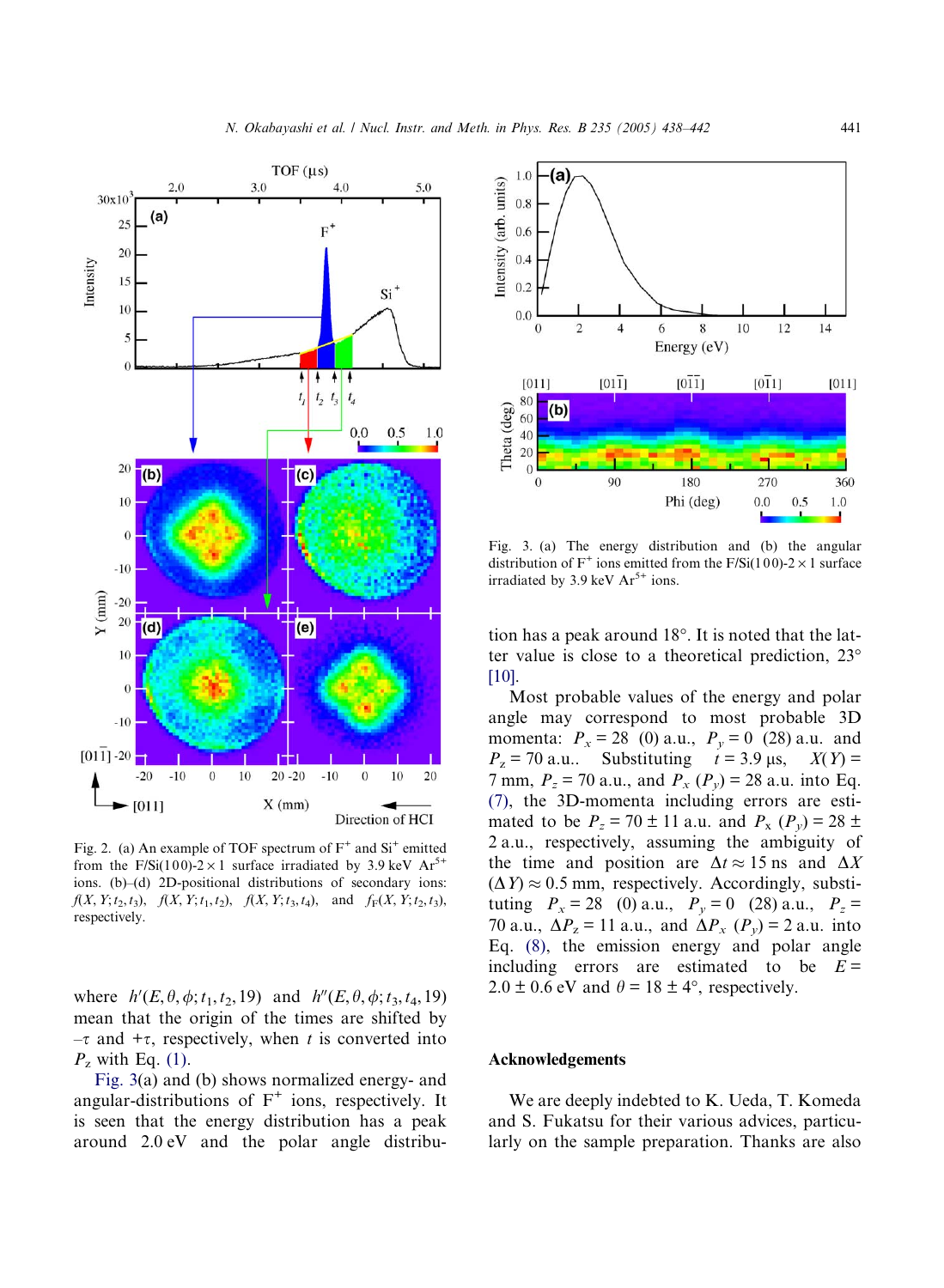Fig. 2. (a) An example of TOF spectrum of $F^+$ and $Si^+$ emitted from the F/Si(100)-2 × 1 surface irradiated by 3.9 keV $Ar^{5+}$ ions. (b)–(d) 2D-positional distributions of secondary ions: $f(X, Y; t_2, t_3)$, $f(X, Y; t_1, t_2)$, $f(X, Y; t_3, t_4)$, and $f_F(X, Y; t_2, t_3)$, respectively.

where $h'(E, \theta, \phi; t_1, t_2, 19)$ and $h''(E, \theta, \phi; t_3, t_4, 19)$ mean that the origin of the times are shifted by $-\tau$ and $+\tau$, respectively, when $t$ is converted into $P_z$ with Eq. (1).

Fig. 3(a) and (b) shows normalized energy- and angular-distributions of $F^+$ ions, respectively. It is seen that the energy distribution has a peak around 2.0 eV and the polar angle distribution has a peak around 18°. It is noted that the latter value is close to a theoretical prediction, 23° [10].

Fig. 3. (a) The energy distribution and (b) the angular distribution of $F^+$ ions emitted from the F/Si(100)-2 × 1 surface irradiated by 3.9 keV $Ar^{5+}$ ions.

Most probable values of the energy and polar angle may correspond to most probable 3D momenta: $P_x = 28$ (0) a.u., $P_y = 0$ (28) a.u. and $P_z = 70$ a.u.. Substituting $t = 3.9$ μs, $X(Y) = 7$ mm, $P_z = 70$ a.u., and $P_x$ ($P_y$) = 28 a.u. into Eq. (7), the 3D-momenta including errors are estimated to be $P_z = 70 \pm 11$ a.u. and $P_x$ ($P_y$) = 28 ± 2 a.u., respectively, assuming the ambiguity of the time and position are $\Delta t \approx 15$ ns and $\Delta X$ ($\Delta Y$) ≈ 0.5 mm, respectively. Accordingly, substituting $P_x = 28$ (0) a.u., $P_y = 0$ (28) a.u., $P_z = 70$ a.u., $\Delta P_z = 11$ a.u., and $\Delta P_x$ ($P_y$) = 2 a.u. into Eq. (8), the emission energy and polar angle including errors are estimated to be $E = 2.0 \pm 0.6$ eV and $\theta = 18 \pm 4°$, respectively.

## Acknowledgements

We are deeply indebted to K. Ueda, T. Komeda and S. Fukatsu for their various advices, particularly on the sample preparation. Thanks are also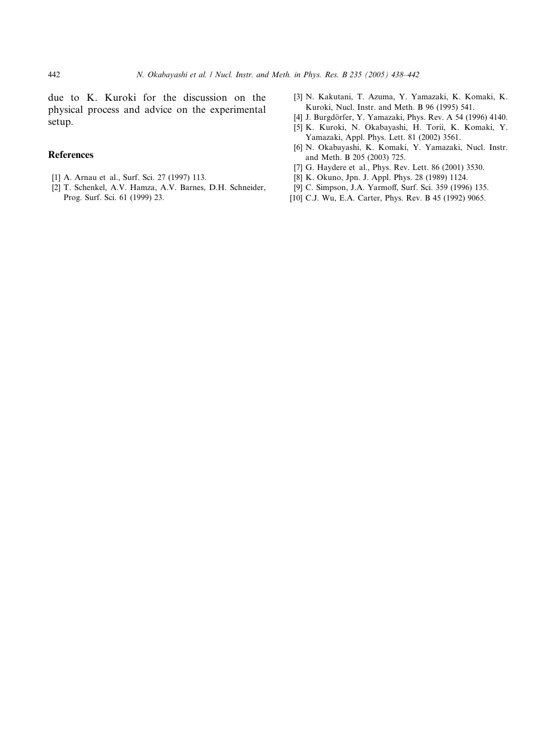due to K. Kuroki for the discussion on the physical process and advice on the experimental setup.

## References

[1] A. Arnau et al., Surf. Sci. 27 (1997) 113.

[2] T. Schenkel, A.V. Hamza, A.V. Barnes, D.H. Schneider, Prog. Surf. Sci. 61 (1999) 23.

[3] N. Kakutani, T. Azuma, Y. Yamazaki, K. Komaki, K. Kuroki, Nucl. Instr. and Meth. B 96 (1995) 541.

[4] J. Burgdörfer, Y. Yamazaki, Phys. Rev. A 54 (1996) 4140.

[5] K. Kuroki, N. Okabayashi, H. Torii, K. Komaki, Y. Yamazaki, Appl. Phys. Lett. 81 (2002) 3561.

[6] N. Okabayashi, K. Komaki, Y. Yamazaki, Nucl. Instr. and Meth. B 205 (2003) 725.

[7] G. Haydere et al., Phys. Rev. Lett. 86 (2001) 3530.

[8] K. Okuno, Jpn. J. Appl. Phys. 28 (1989) 1124.

[9] C. Simpson, J.A. Yarmoff, Surf. Sci. 359 (1996) 135.

[10] C.J. Wu, E.A. Carter, Phys. Rev. B 45 (1992) 9065.